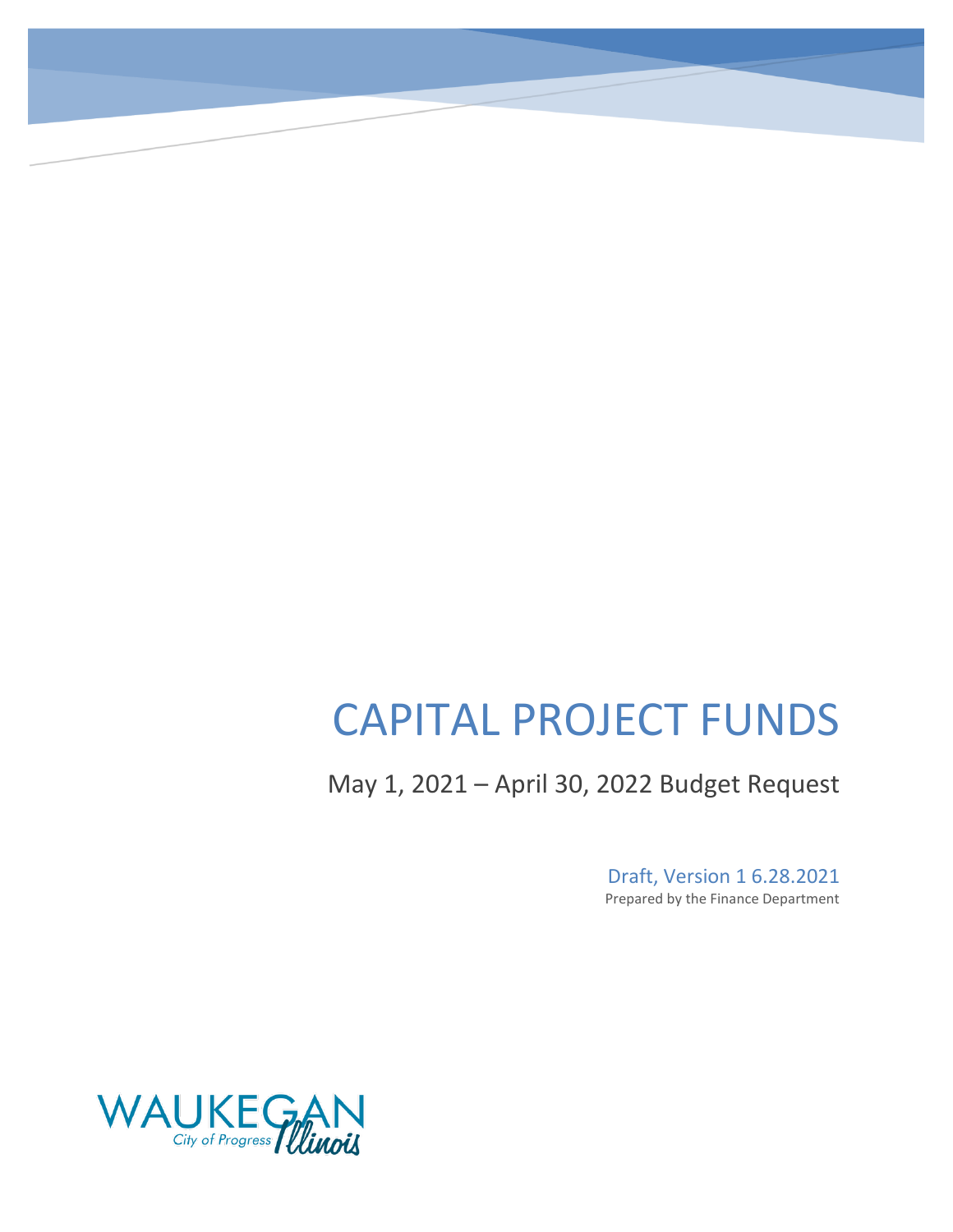# CAPITAL PROJECT FUNDS

May 1, 2021 – April 30, 2022 Budget Request

Draft, Version 1 6.28.2021

Prepared by the Finance Department

WAUKEGAN

City of Progress Illinois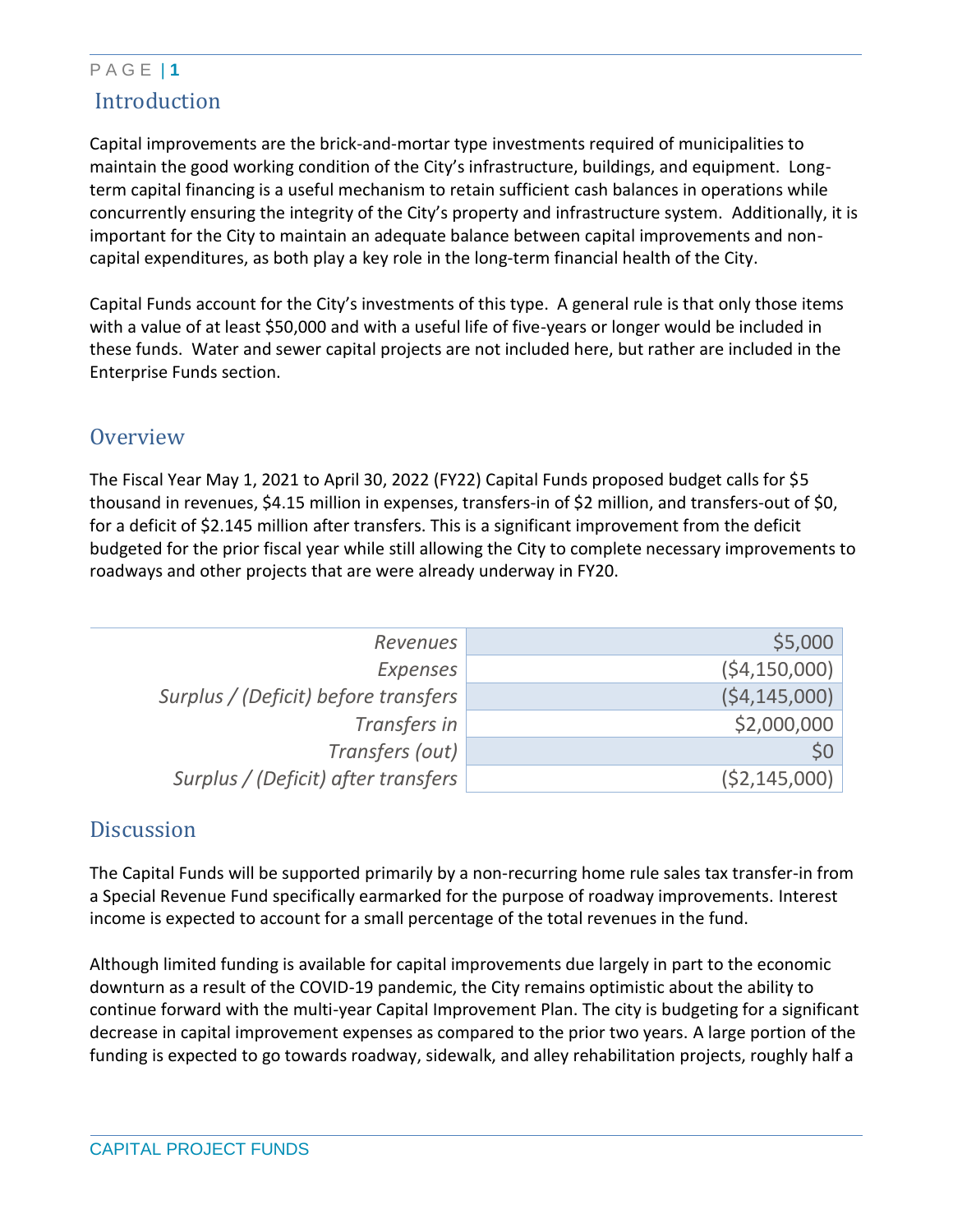# Introduction

Capital improvements are the brick-and-mortar type investments required of municipalities to maintain the good working condition of the City's infrastructure, buildings, and equipment. Long-term capital financing is a useful mechanism to retain sufficient cash balances in operations while concurrently ensuring the integrity of the City's property and infrastructure system. Additionally, it is important for the City to maintain an adequate balance between capital improvements and non-capital expenditures, as both play a key role in the long-term financial health of the City.

Capital Funds account for the City's investments of this type. A general rule is that only those items with a value of at least $50,000 and with a useful life of five-years or longer would be included in these funds. Water and sewer capital projects are not included here, but rather are included in the Enterprise Funds section.

## Overview

The Fiscal Year May 1, 2021 to April 30, 2022 (FY22) Capital Funds proposed budget calls for $5 thousand in revenues, $4.15 million in expenses, transfers-in of $2 million, and transfers-out of $0, for a deficit of $2.145 million after transfers. This is a significant improvement from the deficit budgeted for the prior fiscal year while still allowing the City to complete necessary improvements to roadways and other projects that are were already underway in FY20.

| | |
|---:|---:|
| *Revenues* | $5,000 |
| *Expenses* | ($4,150,000) |
| *Surplus / (Deficit) before transfers* | ($4,145,000) |
| *Transfers in* | $2,000,000 |
| *Transfers (out)* | $0 |
| *Surplus / (Deficit) after transfers* | ($2,145,000) |

## Discussion

The Capital Funds will be supported primarily by a non-recurring home rule sales tax transfer-in from a Special Revenue Fund specifically earmarked for the purpose of roadway improvements. Interest income is expected to account for a small percentage of the total revenues in the fund.

Although limited funding is available for capital improvements due largely in part to the economic downturn as a result of the COVID-19 pandemic, the City remains optimistic about the ability to continue forward with the multi-year Capital Improvement Plan. The city is budgeting for a significant decrease in capital improvement expenses as compared to the prior two years. A large portion of the funding is expected to go towards roadway, sidewalk, and alley rehabilitation projects, roughly half a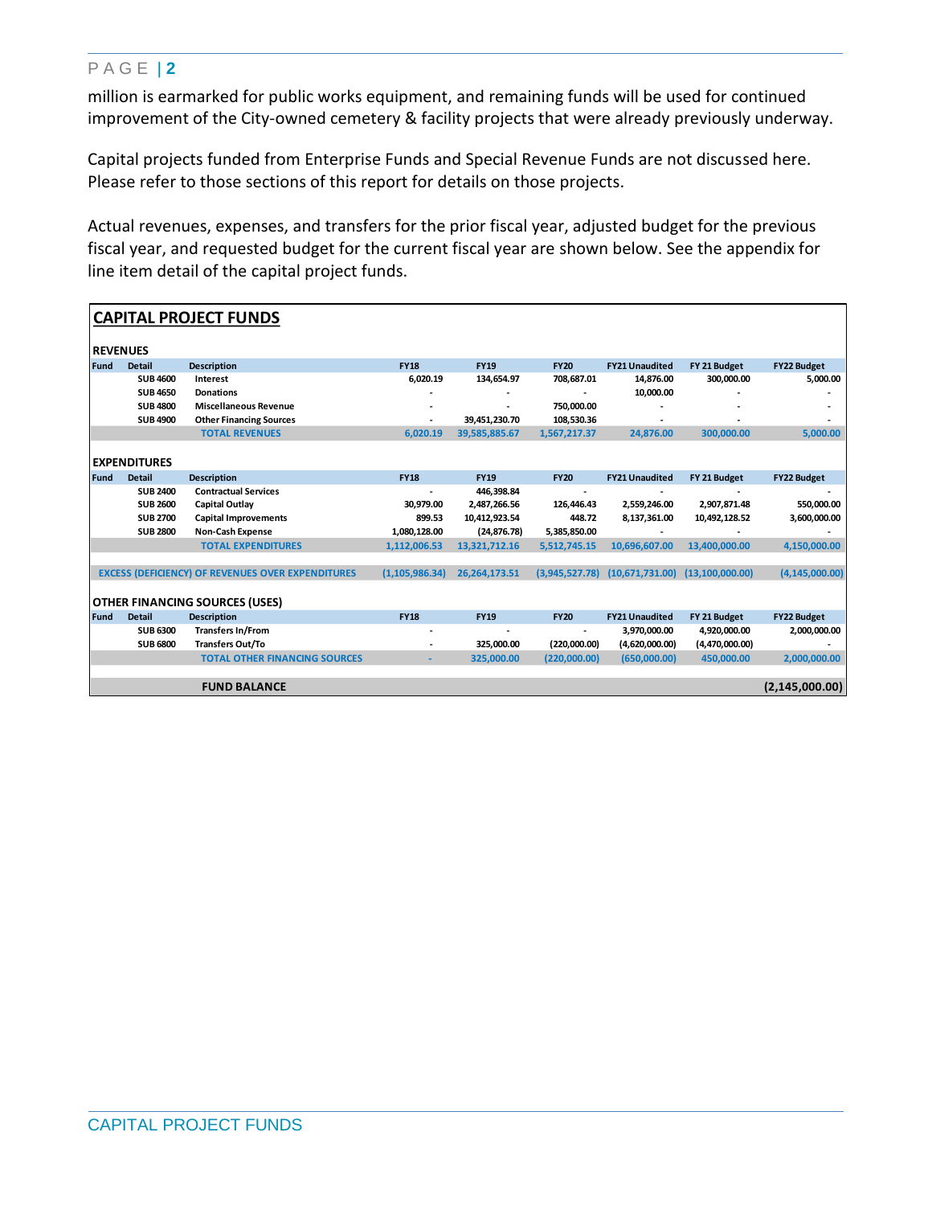million is earmarked for public works equipment, and remaining funds will be used for continued improvement of the City-owned cemetery & facility projects that were already previously underway.

Capital projects funded from Enterprise Funds and Special Revenue Funds are not discussed here. Please refer to those sections of this report for details on those projects.

Actual revenues, expenses, and transfers for the prior fiscal year, adjusted budget for the previous fiscal year, and requested budget for the current fiscal year are shown below. See the appendix for line item detail of the capital project funds.

## CAPITAL PROJECT FUNDS

**REVENUES**

| Fund | Detail | Description | FY18 | FY19 | FY20 | FY21 Unaudited | FY 21 Budget | FY22 Budget |
|---|---|---|---|---|---|---|---|---|
| | SUB 4600 | Interest | 6,020.19 | 134,654.97 | 708,687.01 | 14,876.00 | 300,000.00 | 5,000.00 |
| | SUB 4650 | Donations | - | - | - | 10,000.00 | - | - |
| | SUB 4800 | Miscellaneous Revenue | - | - | 750,000.00 | - | - | - |
| | SUB 4900 | Other Financing Sources | - | 39,451,230.70 | 108,530.36 | - | - | - |
| | | TOTAL REVENUES | 6,020.19 | 39,585,885.67 | 1,567,217.37 | 24,876.00 | 300,000.00 | 5,000.00 |

**EXPENDITURES**

| Fund | Detail | Description | FY18 | FY19 | FY20 | FY21 Unaudited | FY 21 Budget | FY22 Budget |
|---|---|---|---|---|---|---|---|---|
| | SUB 2400 | Contractual Services | - | 446,398.84 | - | - | - | - |
| | SUB 2600 | Capital Outlay | 30,979.00 | 2,487,266.56 | 126,446.43 | 2,559,246.00 | 2,907,871.48 | 550,000.00 |
| | SUB 2700 | Capital Improvements | 899.53 | 10,412,923.54 | 448.72 | 8,137,361.00 | 10,492,128.52 | 3,600,000.00 |
| | SUB 2800 | Non-Cash Expense | 1,080,128.00 | (24,876.78) | 5,385,850.00 | - | - | - |
| | | TOTAL EXPENDITURES | 1,112,006.53 | 13,321,712.16 | 5,512,745.15 | 10,696,607.00 | 13,400,000.00 | 4,150,000.00 |
| | | EXCESS (DEFICIENCY) OF REVENUES OVER EXPENDITURES | (1,105,986.34) | 26,264,173.51 | (3,945,527.78) | (10,671,731.00) | (13,100,000.00) | (4,145,000.00) |

**OTHER FINANCING SOURCES (USES)**

| Fund | Detail | Description | FY18 | FY19 | FY20 | FY21 Unaudited | FY 21 Budget | FY22 Budget |
|---|---|---|---|---|---|---|---|---|
| | SUB 6300 | Transfers In/From | - | - | - | 3,970,000.00 | 4,920,000.00 | 2,000,000.00 |
| | SUB 6800 | Transfers Out/To | - | 325,000.00 | (220,000.00) | (4,620,000.00) | (4,470,000.00) | - |
| | | TOTAL OTHER FINANCING SOURCES | - | 325,000.00 | (220,000.00) | (650,000.00) | 450,000.00 | 2,000,000.00 |
| | | **FUND BALANCE** | | | | | | **(2,145,000.00)** |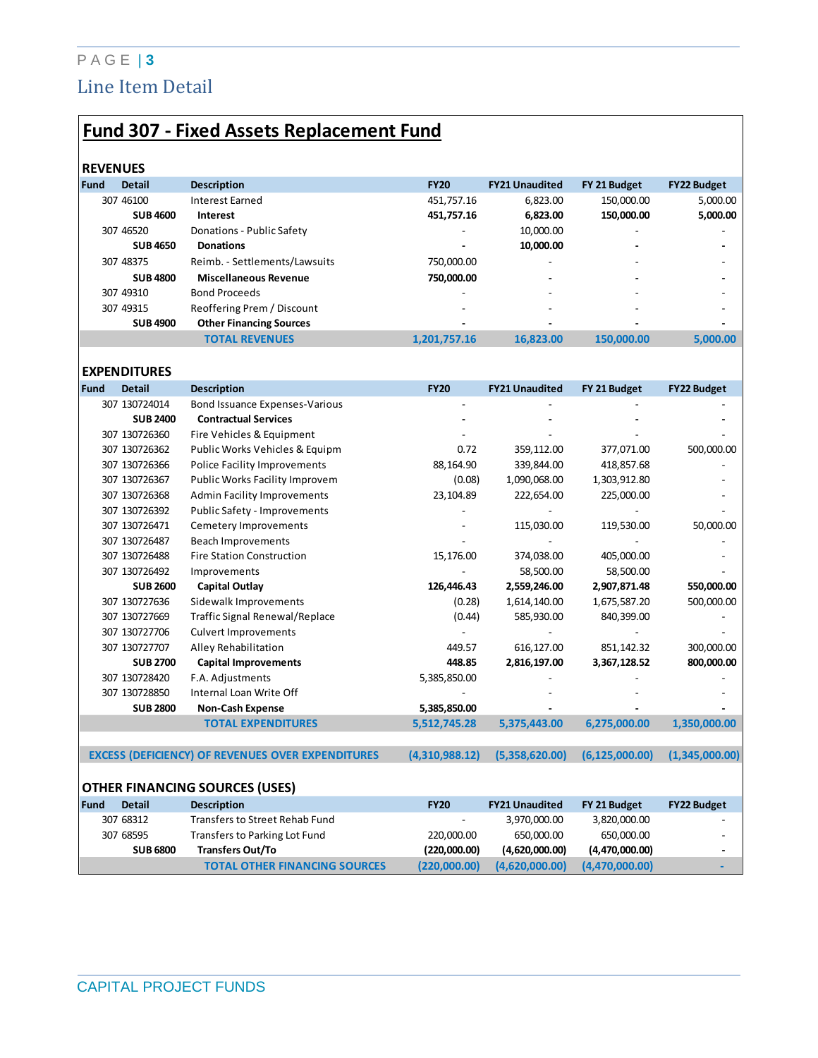## Line Item Detail

# Fund 307 - Fixed Assets Replacement Fund

### REVENUES

| Fund | Detail | Description | FY20 | FY21 Unaudited | FY 21 Budget | FY22 Budget |
|---|---|---|---|---|---|---|
| 307 | 46100 | Interest Earned | 451,757.16 | 6,823.00 | 150,000.00 | 5,000.00 |
| | **SUB 4600** | **Interest** | **451,757.16** | **6,823.00** | **150,000.00** | **5,000.00** |
| 307 | 46520 | Donations - Public Safety | - | 10,000.00 | - | - |
| | **SUB 4650** | **Donations** | **-** | **10,000.00** | **-** | **-** |
| 307 | 48375 | Reimb. - Settlements/Lawsuits | 750,000.00 | - | - | - |
| | **SUB 4800** | **Miscellaneous Revenue** | **750,000.00** | **-** | **-** | **-** |
| 307 | 49310 | Bond Proceeds | - | - | - | - |
| 307 | 49315 | Reoffering Prem / Discount | - | - | - | - |
| | **SUB 4900** | **Other Financing Sources** | **-** | **-** | **-** | **-** |
| | | **TOTAL REVENUES** | **1,201,757.16** | **16,823.00** | **150,000.00** | **5,000.00** |

### EXPENDITURES

| Fund | Detail | Description | FY20 | FY21 Unaudited | FY 21 Budget | FY22 Budget |
|---|---|---|---|---|---|---|
| 307 | 130724014 | Bond Issuance Expenses-Various | - | - | - | - |
| | **SUB 2400** | **Contractual Services** | **-** | **-** | **-** | **-** |
| 307 | 130726360 | Fire Vehicles & Equipment | - | - | - | - |
| 307 | 130726362 | Public Works Vehicles & Equipm | 0.72 | 359,112.00 | 377,071.00 | 500,000.00 |
| 307 | 130726366 | Police Facility Improvements | 88,164.90 | 339,844.00 | 418,857.68 | - |
| 307 | 130726367 | Public Works Facility Improvem | (0.08) | 1,090,068.00 | 1,303,912.80 | - |
| 307 | 130726368 | Admin Facility Improvements | 23,104.89 | 222,654.00 | 225,000.00 | - |
| 307 | 130726392 | Public Safety - Improvements | - | - | - | - |
| 307 | 130726471 | Cemetery Improvements | - | 115,030.00 | 119,530.00 | 50,000.00 |
| 307 | 130726487 | Beach Improvements | - | - | - | - |
| 307 | 130726488 | Fire Station Construction | 15,176.00 | 374,038.00 | 405,000.00 | - |
| 307 | 130726492 | Improvements | - | 58,500.00 | 58,500.00 | - |
| | **SUB 2600** | **Capital Outlay** | **126,446.43** | **2,559,246.00** | **2,907,871.48** | **550,000.00** |
| 307 | 130727636 | Sidewalk Improvements | (0.28) | 1,614,140.00 | 1,675,587.20 | 500,000.00 |
| 307 | 130727669 | Traffic Signal Renewal/Replace | (0.44) | 585,930.00 | 840,399.00 | - |
| 307 | 130727706 | Culvert Improvements | - | - | - | - |
| 307 | 130727707 | Alley Rehabilitation | 449.57 | 616,127.00 | 851,142.32 | 300,000.00 |
| | **SUB 2700** | **Capital Improvements** | **448.85** | **2,816,197.00** | **3,367,128.52** | **800,000.00** |
| 307 | 130728420 | F.A. Adjustments | 5,385,850.00 | - | - | - |
| 307 | 130728850 | Internal Loan Write Off | - | - | - | - |
| | **SUB 2800** | **Non-Cash Expense** | **5,385,850.00** | **-** | **-** | **-** |
| | | **TOTAL EXPENDITURES** | **5,512,745.28** | **5,375,443.00** | **6,275,000.00** | **1,350,000.00** |
| | | **EXCESS (DEFICIENCY) OF REVENUES OVER EXPENDITURES** | **(4,310,988.12)** | **(5,358,620.00)** | **(6,125,000.00)** | **(1,345,000.00)** |

### OTHER FINANCING SOURCES (USES)

| Fund | Detail | Description | FY20 | FY21 Unaudited | FY 21 Budget | FY22 Budget |
|---|---|---|---|---|---|---|
| 307 | 68312 | Transfers to Street Rehab Fund | - | 3,970,000.00 | 3,820,000.00 | - |
| 307 | 68595 | Transfers to Parking Lot Fund | 220,000.00 | 650,000.00 | 650,000.00 | - |
| | **SUB 6800** | **Transfers Out/To** | **(220,000.00)** | **(4,620,000.00)** | **(4,470,000.00)** | **-** |
| | | **TOTAL OTHER FINANCING SOURCES** | **(220,000.00)** | **(4,620,000.00)** | **(4,470,000.00)** | **-** |

CAPITAL PROJECT FUNDS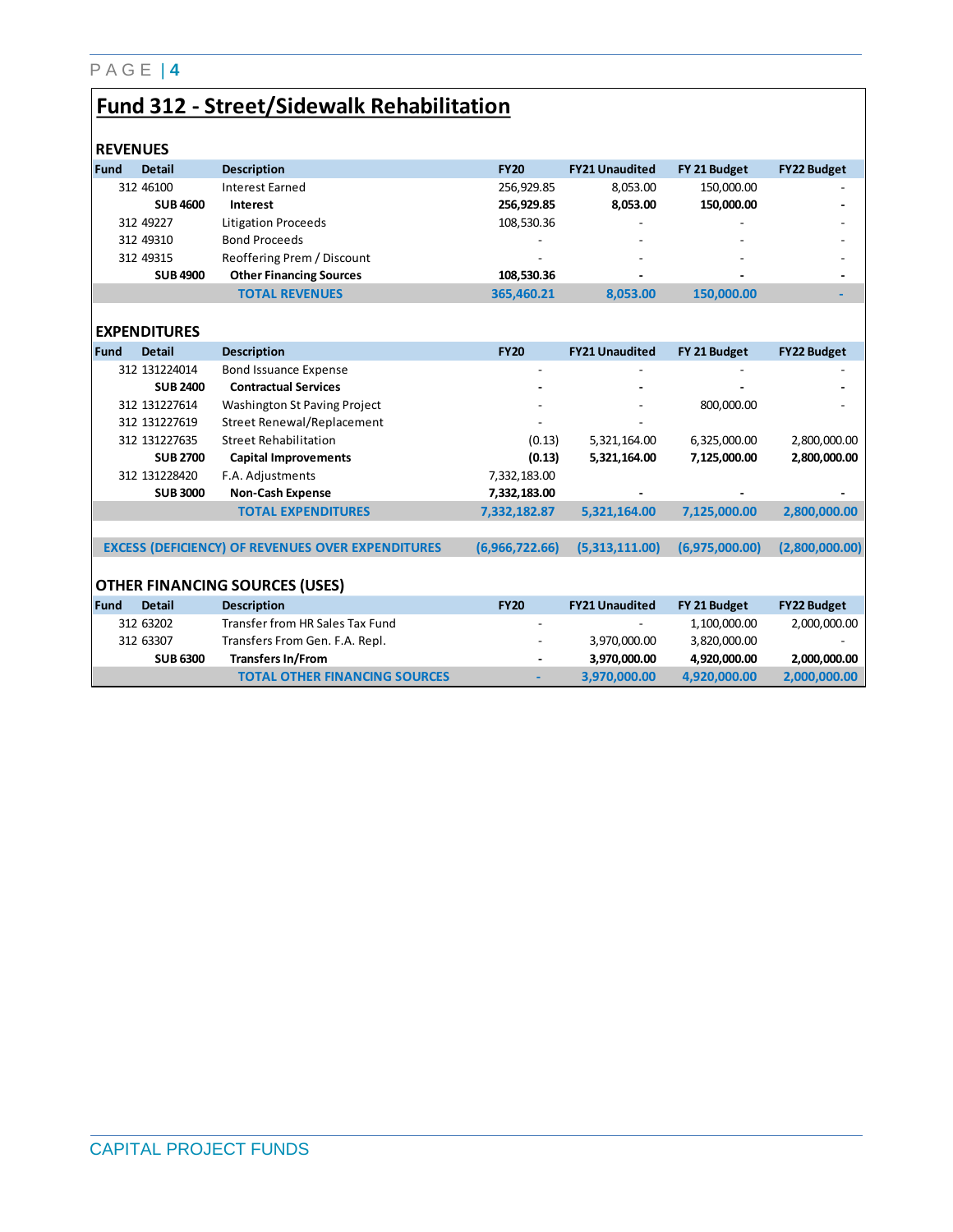# Fund 312 - Street/Sidewalk Rehabilitation

## REVENUES

| Fund | Detail | Description | FY20 | FY21 Unaudited | FY 21 Budget | FY22 Budget |
|---|---|---|---|---|---|---|
| 312 | 46100 | Interest Earned | 256,929.85 | 8,053.00 | 150,000.00 | - |
| | **SUB 4600** | **Interest** | **256,929.85** | **8,053.00** | **150,000.00** | **-** |
| 312 | 49227 | Litigation Proceeds | 108,530.36 | - | - | - |
| 312 | 49310 | Bond Proceeds | - | - | - | - |
| 312 | 49315 | Reoffering Prem / Discount | - | - | - | - |
| | **SUB 4900** | **Other Financing Sources** | **108,530.36** | **-** | **-** | **-** |
| | | **TOTAL REVENUES** | **365,460.21** | **8,053.00** | **150,000.00** | **-** |

## EXPENDITURES

| Fund | Detail | Description | FY20 | FY21 Unaudited | FY 21 Budget | FY22 Budget |
|---|---|---|---|---|---|---|
| 312 | 131224014 | Bond Issuance Expense | - | - | - | - |
| | **SUB 2400** | **Contractual Services** | **-** | **-** | **-** | **-** |
| 312 | 131227614 | Washington St Paving Project | - | - | 800,000.00 | - |
| 312 | 131227619 | Street Renewal/Replacement | - | - | | |
| 312 | 131227635 | Street Rehabilitation | (0.13) | 5,321,164.00 | 6,325,000.00 | 2,800,000.00 |
| | **SUB 2700** | **Capital Improvements** | **(0.13)** | **5,321,164.00** | **7,125,000.00** | **2,800,000.00** |
| 312 | 131228420 | F.A. Adjustments | 7,332,183.00 | | | |
| | **SUB 3000** | **Non-Cash Expense** | **7,332,183.00** | **-** | **-** | **-** |
| | | **TOTAL EXPENDITURES** | **7,332,182.87** | **5,321,164.00** | **7,125,000.00** | **2,800,000.00** |
| | | | | | | |
| | | **EXCESS (DEFICIENCY) OF REVENUES OVER EXPENDITURES** | **(6,966,722.66)** | **(5,313,111.00)** | **(6,975,000.00)** | **(2,800,000.00)** |

## OTHER FINANCING SOURCES (USES)

| Fund | Detail | Description | FY20 | FY21 Unaudited | FY 21 Budget | FY22 Budget |
|---|---|---|---|---|---|---|
| 312 | 63202 | Transfer from HR Sales Tax Fund | - | - | 1,100,000.00 | 2,000,000.00 |
| 312 | 63307 | Transfers From Gen. F.A. Repl. | - | 3,970,000.00 | 3,820,000.00 | - |
| | **SUB 6300** | **Transfers In/From** | **-** | **3,970,000.00** | **4,920,000.00** | **2,000,000.00** |
| | | **TOTAL OTHER FINANCING SOURCES** | **-** | **3,970,000.00** | **4,920,000.00** | **2,000,000.00** |